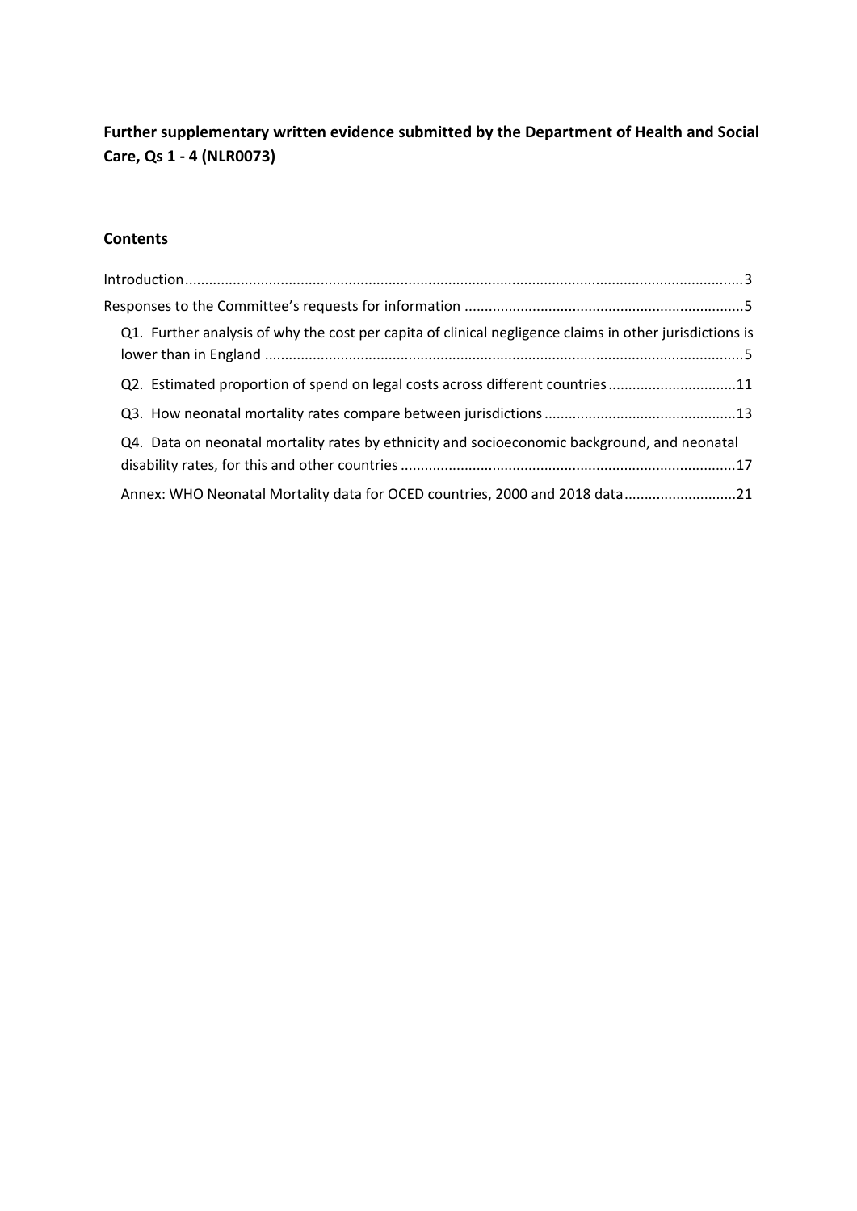**Further supplementary written evidence submitted by the Department of Health and Social Care, Qs 1 - 4 (NLR0073)**

## Contents

Introduction....................................................................................................................................3

Responses to the Committee's requests for information ....................................................................5

- Q1. Further analysis of why the cost per capita of clinical negligence claims in other jurisdictions is lower than in England ......................................................................................................................5
- Q2. Estimated proportion of spend on legal costs across different countries ...............................11
- Q3. How neonatal mortality rates compare between jurisdictions ...............................................13
- Q4. Data on neonatal mortality rates by ethnicity and socioeconomic background, and neonatal disability rates, for this and other countries ...................................................................................17
- Annex: WHO Neonatal Mortality data for OCED countries, 2000 and 2018 data...........................21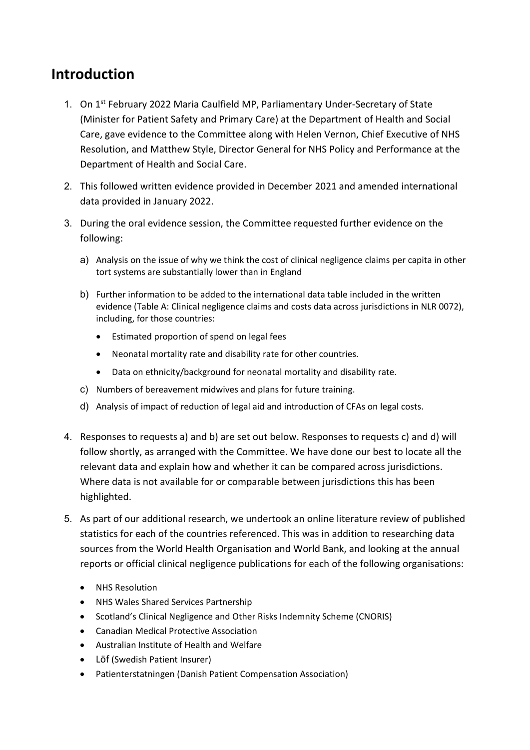# Introduction

1. On 1st February 2022 Maria Caulfield MP, Parliamentary Under-Secretary of State (Minister for Patient Safety and Primary Care) at the Department of Health and Social Care, gave evidence to the Committee along with Helen Vernon, Chief Executive of NHS Resolution, and Matthew Style, Director General for NHS Policy and Performance at the Department of Health and Social Care.

2. This followed written evidence provided in December 2021 and amended international data provided in January 2022.

3. During the oral evidence session, the Committee requested further evidence on the following:

   a) Analysis on the issue of why we think the cost of clinical negligence claims per capita in other tort systems are substantially lower than in England

   b) Further information to be added to the international data table included in the written evidence (Table A: Clinical negligence claims and costs data across jurisdictions in NLR 0072), including, for those countries:

      - Estimated proportion of spend on legal fees
      - Neonatal mortality rate and disability rate for other countries.
      - Data on ethnicity/background for neonatal mortality and disability rate.

   c) Numbers of bereavement midwives and plans for future training.

   d) Analysis of impact of reduction of legal aid and introduction of CFAs on legal costs.

4. Responses to requests a) and b) are set out below. Responses to requests c) and d) will follow shortly, as arranged with the Committee. We have done our best to locate all the relevant data and explain how and whether it can be compared across jurisdictions. Where data is not available for or comparable between jurisdictions this has been highlighted.

5. As part of our additional research, we undertook an online literature review of published statistics for each of the countries referenced. This was in addition to researching data sources from the World Health Organisation and World Bank, and looking at the annual reports or official clinical negligence publications for each of the following organisations:

   - NHS Resolution
   - NHS Wales Shared Services Partnership
   - Scotland's Clinical Negligence and Other Risks Indemnity Scheme (CNORIS)
   - Canadian Medical Protective Association
   - Australian Institute of Health and Welfare
   - Löf (Swedish Patient Insurer)
   - Patienterstatningen (Danish Patient Compensation Association)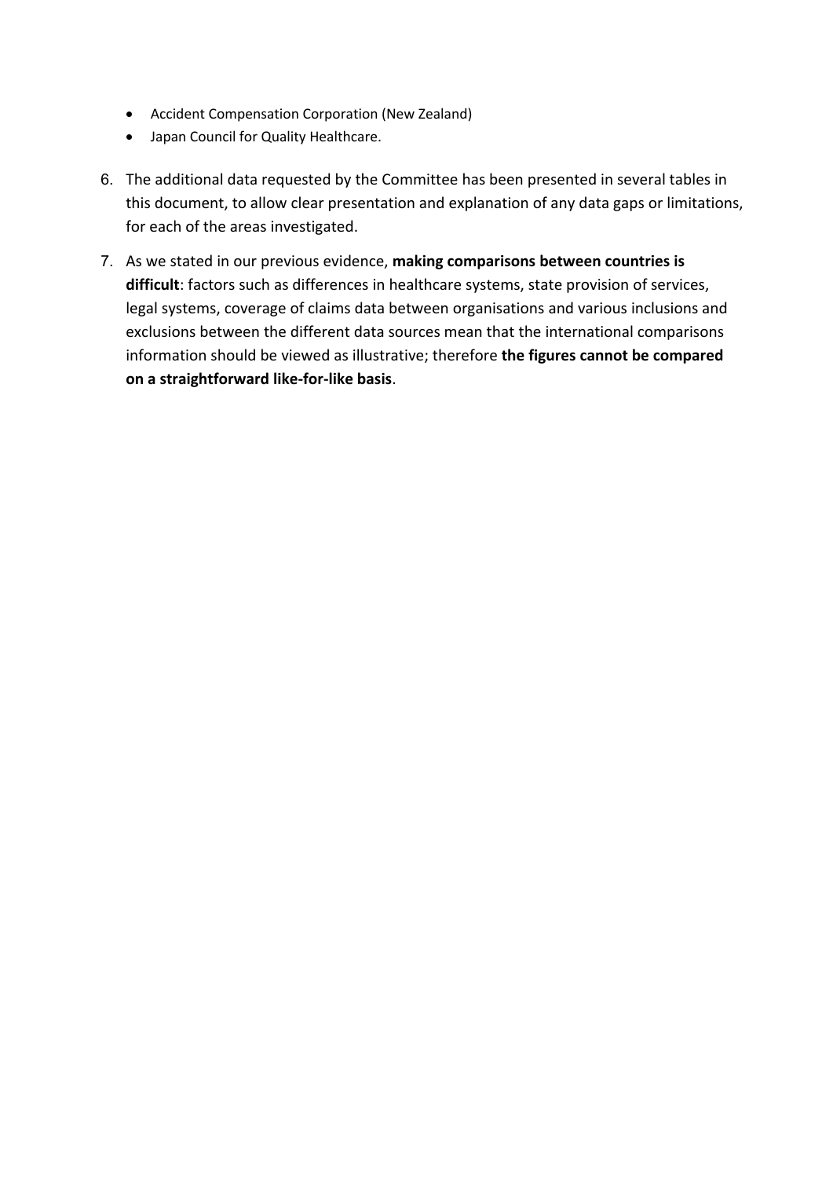- Accident Compensation Corporation (New Zealand)
- Japan Council for Quality Healthcare.

6. The additional data requested by the Committee has been presented in several tables in this document, to allow clear presentation and explanation of any data gaps or limitations, for each of the areas investigated.

7. As we stated in our previous evidence, **making comparisons between countries is difficult**: factors such as differences in healthcare systems, state provision of services, legal systems, coverage of claims data between organisations and various inclusions and exclusions between the different data sources mean that the international comparisons information should be viewed as illustrative; therefore **the figures cannot be compared on a straightforward like-for-like basis**.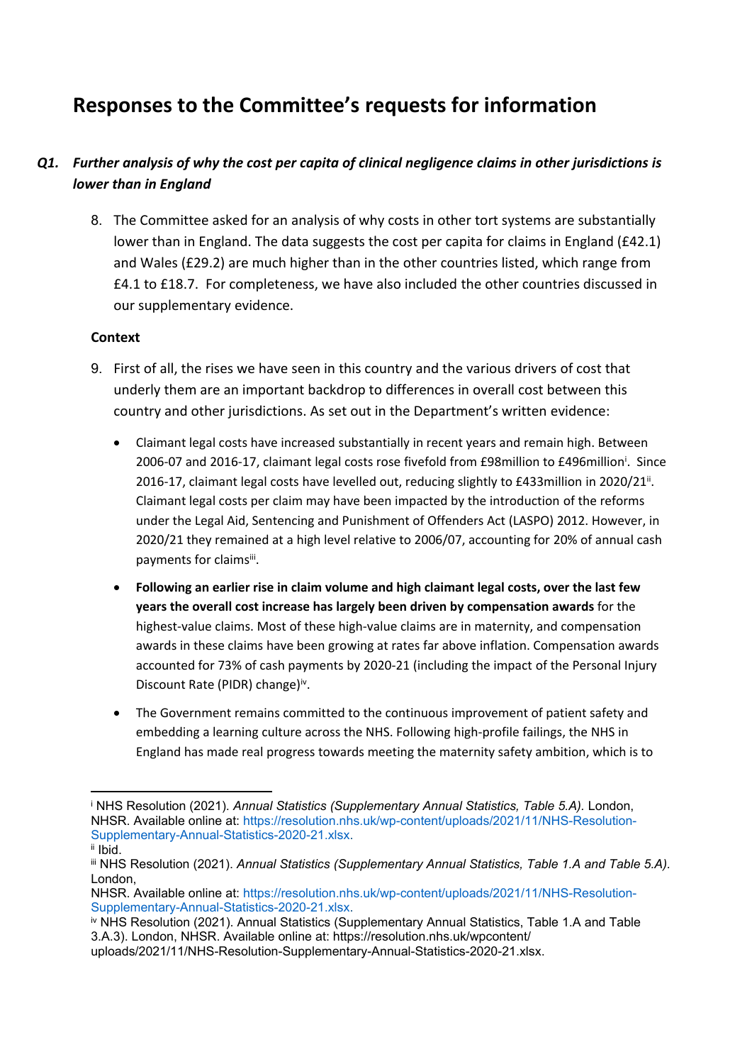# Responses to the Committee's requests for information

## *Q1. Further analysis of why the cost per capita of clinical negligence claims in other jurisdictions is lower than in England*

8. The Committee asked for an analysis of why costs in other tort systems are substantially lower than in England. The data suggests the cost per capita for claims in England (£42.1) and Wales (£29.2) are much higher than in the other countries listed, which range from £4.1 to £18.7. For completeness, we have also included the other countries discussed in our supplementary evidence.

**Context**

9. First of all, the rises we have seen in this country and the various drivers of cost that underly them are an important backdrop to differences in overall cost between this country and other jurisdictions. As set out in the Department's written evidence:

   - Claimant legal costs have increased substantially in recent years and remain high. Between 2006-07 and 2016-17, claimant legal costs rose fivefold from £98million to £496million[i]. Since 2016-17, claimant legal costs have levelled out, reducing slightly to £433million in 2020/21[ii]. Claimant legal costs per claim may have been impacted by the introduction of the reforms under the Legal Aid, Sentencing and Punishment of Offenders Act (LASPO) 2012. However, in 2020/21 they remained at a high level relative to 2006/07, accounting for 20% of annual cash payments for claims[iii].
   - **Following an earlier rise in claim volume and high claimant legal costs, over the last few years the overall cost increase has largely been driven by compensation awards** for the highest-value claims. Most of these high-value claims are in maternity, and compensation awards in these claims have been growing at rates far above inflation. Compensation awards accounted for 73% of cash payments by 2020-21 (including the impact of the Personal Injury Discount Rate (PIDR) change)[iv].
   - The Government remains committed to the continuous improvement of patient safety and embedding a learning culture across the NHS. Following high-profile failings, the NHS in England has made real progress towards meeting the maternity safety ambition, which is to

---

[i] NHS Resolution (2021). *Annual Statistics (Supplementary Annual Statistics, Table 5.A).* London, NHSR. Available online at: https://resolution.nhs.uk/wp-content/uploads/2021/11/NHS-Resolution-Supplementary-Annual-Statistics-2020-21.xlsx.

[ii] Ibid.

[iii] NHS Resolution (2021). *Annual Statistics (Supplementary Annual Statistics, Table 1.A and Table 5.A).* London,
NHSR. Available online at: https://resolution.nhs.uk/wp-content/uploads/2021/11/NHS-Resolution-Supplementary-Annual-Statistics-2020-21.xlsx.

[iv] NHS Resolution (2021). Annual Statistics (Supplementary Annual Statistics, Table 1.A and Table 3.A.3). London, NHSR. Available online at: https://resolution.nhs.uk/wpcontent/uploads/2021/11/NHS-Resolution-Supplementary-Annual-Statistics-2020-21.xlsx.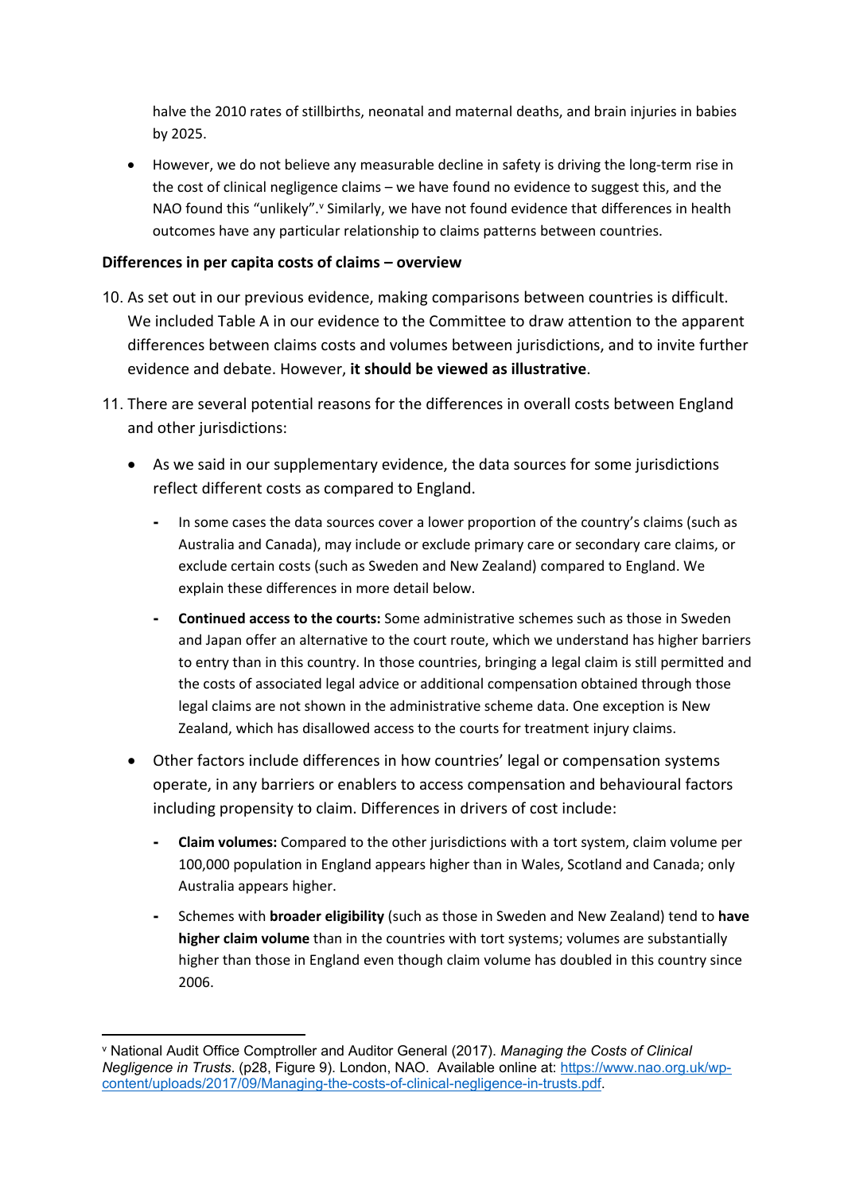halve the 2010 rates of stillbirths, neonatal and maternal deaths, and brain injuries in babies by 2025.

- However, we do not believe any measurable decline in safety is driving the long-term rise in the cost of clinical negligence claims – we have found no evidence to suggest this, and the NAO found this "unlikely".[v] Similarly, we have not found evidence that differences in health outcomes have any particular relationship to claims patterns between countries.

**Differences in per capita costs of claims – overview**

10. As set out in our previous evidence, making comparisons between countries is difficult. We included Table A in our evidence to the Committee to draw attention to the apparent differences between claims costs and volumes between jurisdictions, and to invite further evidence and debate. However, **it should be viewed as illustrative**.

11. There are several potential reasons for the differences in overall costs between England and other jurisdictions:

    - As we said in our supplementary evidence, the data sources for some jurisdictions reflect different costs as compared to England.
        - In some cases the data sources cover a lower proportion of the country's claims (such as Australia and Canada), may include or exclude primary care or secondary care claims, or exclude certain costs (such as Sweden and New Zealand) compared to England. We explain these differences in more detail below.
        - **Continued access to the courts:** Some administrative schemes such as those in Sweden and Japan offer an alternative to the court route, which we understand has higher barriers to entry than in this country. In those countries, bringing a legal claim is still permitted and the costs of associated legal advice or additional compensation obtained through those legal claims are not shown in the administrative scheme data. One exception is New Zealand, which has disallowed access to the courts for treatment injury claims.
    - Other factors include differences in how countries' legal or compensation systems operate, in any barriers or enablers to access compensation and behavioural factors including propensity to claim. Differences in drivers of cost include:
        - **Claim volumes:** Compared to the other jurisdictions with a tort system, claim volume per 100,000 population in England appears higher than in Wales, Scotland and Canada; only Australia appears higher.
        - Schemes with **broader eligibility** (such as those in Sweden and New Zealand) tend to **have higher claim volume** than in the countries with tort systems; volumes are substantially higher than those in England even though claim volume has doubled in this country since 2006.

---

[v] National Audit Office Comptroller and Auditor General (2017). *Managing the Costs of Clinical Negligence in Trusts*. (p28, Figure 9). London, NAO. Available online at: https://www.nao.org.uk/wp-content/uploads/2017/09/Managing-the-costs-of-clinical-negligence-in-trusts.pdf.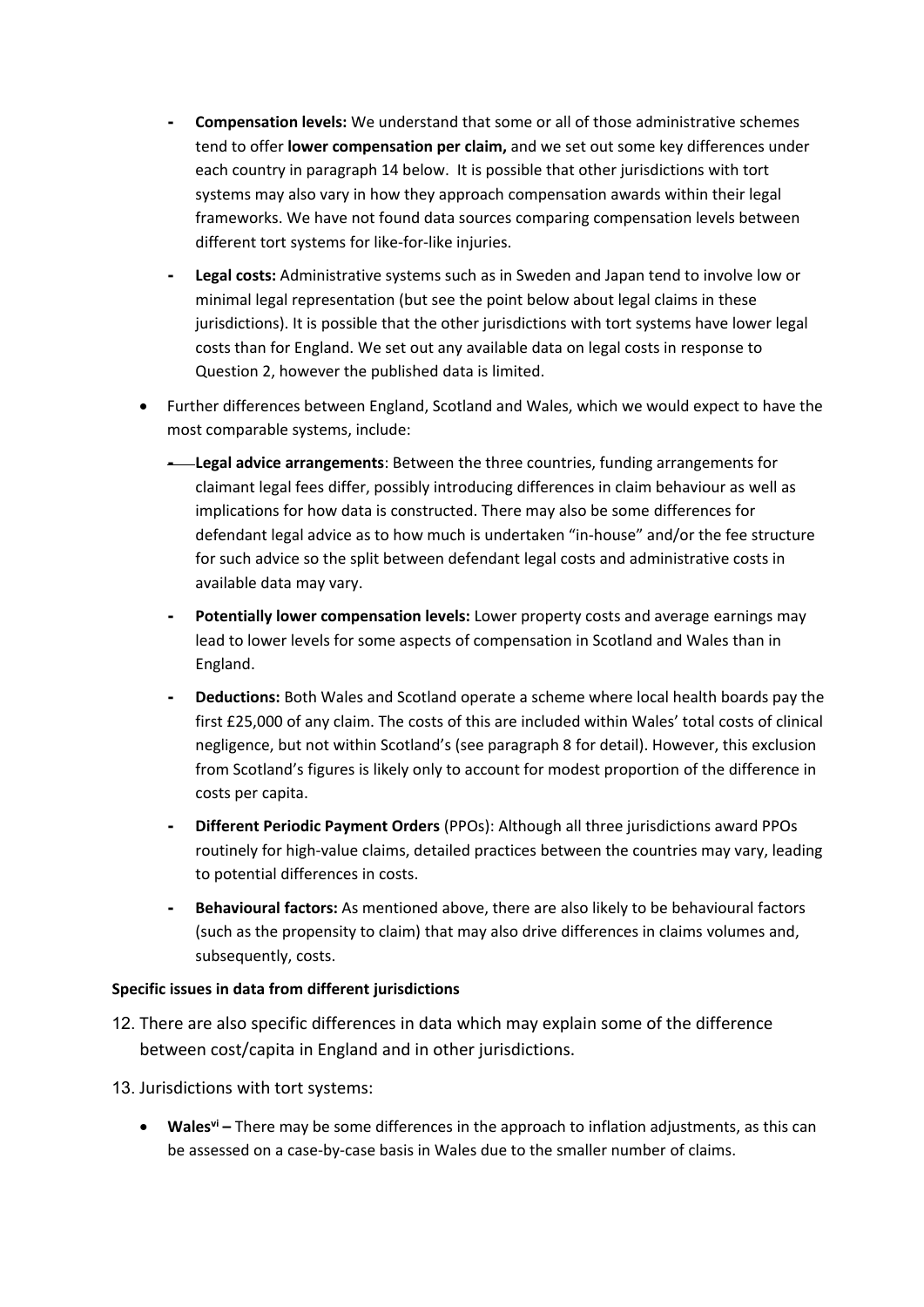- **Compensation levels:** We understand that some or all of those administrative schemes tend to offer **lower compensation per claim,** and we set out some key differences under each country in paragraph 14 below. It is possible that other jurisdictions with tort systems may also vary in how they approach compensation awards within their legal frameworks. We have not found data sources comparing compensation levels between different tort systems for like-for-like injuries.
- **Legal costs:** Administrative systems such as in Sweden and Japan tend to involve low or minimal legal representation (but see the point below about legal claims in these jurisdictions). It is possible that the other jurisdictions with tort systems have lower legal costs than for England. We set out any available data on legal costs in response to Question 2, however the published data is limited.

- Further differences between England, Scotland and Wales, which we would expect to have the most comparable systems, include:
  - **Legal advice arrangements**: Between the three countries, funding arrangements for claimant legal fees differ, possibly introducing differences in claim behaviour as well as implications for how data is constructed. There may also be some differences for defendant legal advice as to how much is undertaken "in-house" and/or the fee structure for such advice so the split between defendant legal costs and administrative costs in available data may vary.
  - **Potentially lower compensation levels:** Lower property costs and average earnings may lead to lower levels for some aspects of compensation in Scotland and Wales than in England.
  - **Deductions:** Both Wales and Scotland operate a scheme where local health boards pay the first £25,000 of any claim. The costs of this are included within Wales' total costs of clinical negligence, but not within Scotland's (see paragraph 8 for detail). However, this exclusion from Scotland's figures is likely only to account for modest proportion of the difference in costs per capita.
  - **Different Periodic Payment Orders** (PPOs): Although all three jurisdictions award PPOs routinely for high-value claims, detailed practices between the countries may vary, leading to potential differences in costs.
  - **Behavioural factors:** As mentioned above, there are also likely to be behavioural factors (such as the propensity to claim) that may also drive differences in claims volumes and, subsequently, costs.

**Specific issues in data from different jurisdictions**

12. There are also specific differences in data which may explain some of the difference between cost/capita in England and in other jurisdictions.

13. Jurisdictions with tort systems:

- **Wales**[vi] **–** There may be some differences in the approach to inflation adjustments, as this can be assessed on a case-by-case basis in Wales due to the smaller number of claims.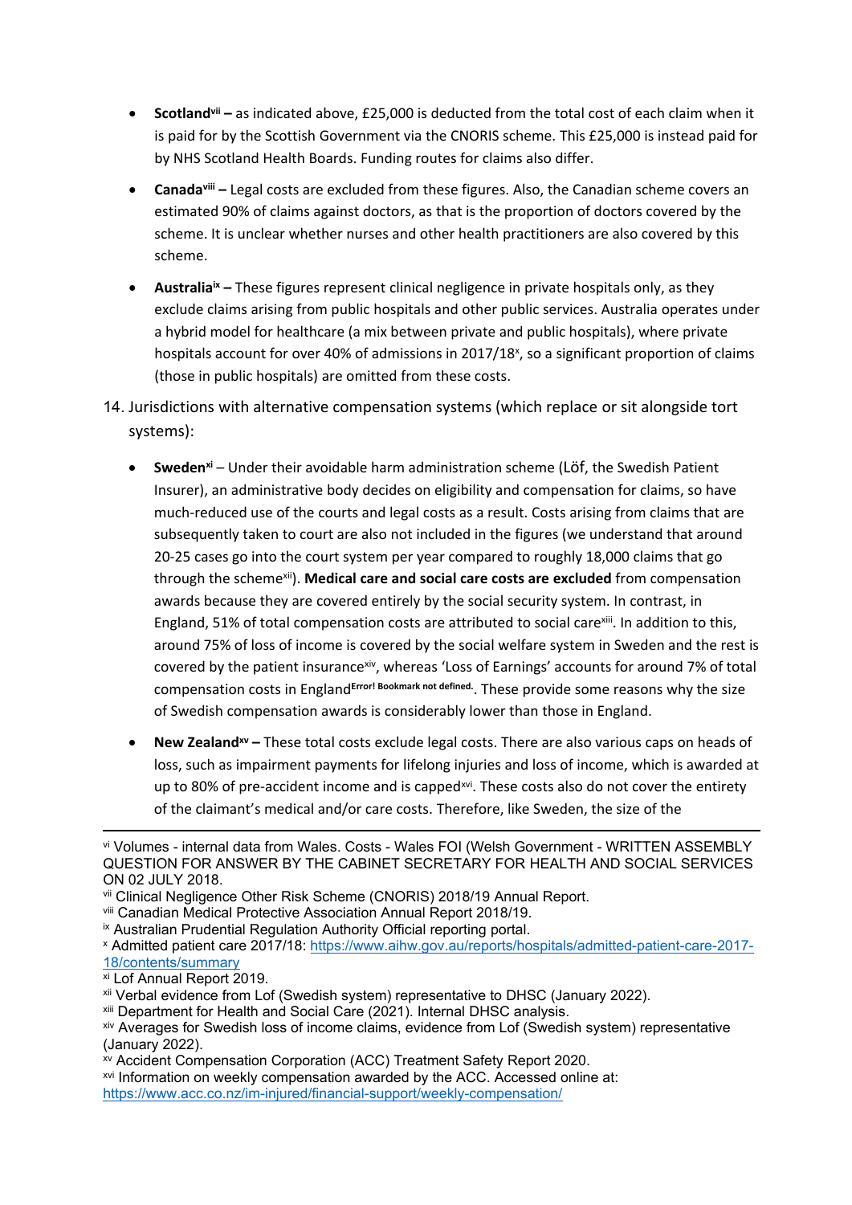- **Scotland**[vii] **–** as indicated above, £25,000 is deducted from the total cost of each claim when it is paid for by the Scottish Government via the CNORIS scheme. This £25,000 is instead paid for by NHS Scotland Health Boards. Funding routes for claims also differ.

- **Canada**[viii] **–** Legal costs are excluded from these figures. Also, the Canadian scheme covers an estimated 90% of claims against doctors, as that is the proportion of doctors covered by the scheme. It is unclear whether nurses and other health practitioners are also covered by this scheme.

- **Australia**[ix] **–** These figures represent clinical negligence in private hospitals only, as they exclude claims arising from public hospitals and other public services. Australia operates under a hybrid model for healthcare (a mix between private and public hospitals), where private hospitals account for over 40% of admissions in 2017/18[x], so a significant proportion of claims (those in public hospitals) are omitted from these costs.

14. Jurisdictions with alternative compensation systems (which replace or sit alongside tort systems):

    - **Sweden**[xi] – Under their avoidable harm administration scheme (Löf, the Swedish Patient Insurer), an administrative body decides on eligibility and compensation for claims, so have much-reduced use of the courts and legal costs as a result. Costs arising from claims that are subsequently taken to court are also not included in the figures (we understand that around 20-25 cases go into the court system per year compared to roughly 18,000 claims that go through the scheme[xii]). **Medical care and social care costs are excluded** from compensation awards because they are covered entirely by the social security system. In contrast, in England, 51% of total compensation costs are attributed to social care[xiii]. In addition to this, around 75% of loss of income is covered by the social welfare system in Sweden and the rest is covered by the patient insurance[xiv], whereas 'Loss of Earnings' accounts for around 7% of total compensation costs in England**Error! Bookmark not defined.**. These provide some reasons why the size of Swedish compensation awards is considerably lower than those in England.

    - **New Zealand**[xv] **–** These total costs exclude legal costs. There are also various caps on heads of loss, such as impairment payments for lifelong injuries and loss of income, which is awarded at up to 80% of pre-accident income and is capped[xvi]. These costs also do not cover the entirety of the claimant's medical and/or care costs. Therefore, like Sweden, the size of the

---

[vi] Volumes - internal data from Wales. Costs - Wales FOI (Welsh Government - WRITTEN ASSEMBLY QUESTION FOR ANSWER BY THE CABINET SECRETARY FOR HEALTH AND SOCIAL SERVICES ON 02 JULY 2018.

[vii] Clinical Negligence Other Risk Scheme (CNORIS) 2018/19 Annual Report.

[viii] Canadian Medical Protective Association Annual Report 2018/19.

[ix] Australian Prudential Regulation Authority Official reporting portal.

[x] Admitted patient care 2017/18: https://www.aihw.gov.au/reports/hospitals/admitted-patient-care-2017-18/contents/summary

[xi] Lof Annual Report 2019.

[xii] Verbal evidence from Lof (Swedish system) representative to DHSC (January 2022).

[xiii] Department for Health and Social Care (2021). Internal DHSC analysis.

[xiv] Averages for Swedish loss of income claims, evidence from Lof (Swedish system) representative (January 2022).

[xv] Accident Compensation Corporation (ACC) Treatment Safety Report 2020.

[xvi] Information on weekly compensation awarded by the ACC. Accessed online at: https://www.acc.co.nz/im-injured/financial-support/weekly-compensation/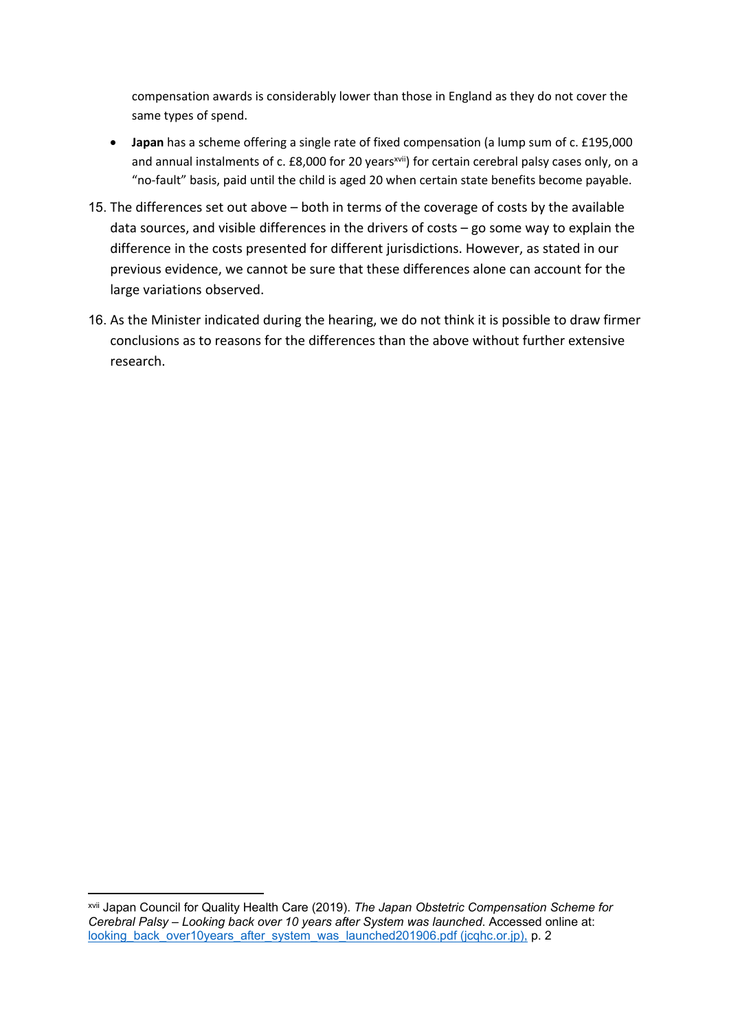compensation awards is considerably lower than those in England as they do not cover the same types of spend.

- **Japan** has a scheme offering a single rate of fixed compensation (a lump sum of c. £195,000 and annual instalments of c. £8,000 for 20 years[xvii]) for certain cerebral palsy cases only, on a "no-fault" basis, paid until the child is aged 20 when certain state benefits become payable.

15. The differences set out above – both in terms of the coverage of costs by the available data sources, and visible differences in the drivers of costs – go some way to explain the difference in the costs presented for different jurisdictions. However, as stated in our previous evidence, we cannot be sure that these differences alone can account for the large variations observed.

16. As the Minister indicated during the hearing, we do not think it is possible to draw firmer conclusions as to reasons for the differences than the above without further extensive research.

---

[xvii] Japan Council for Quality Health Care (2019). *The Japan Obstetric Compensation Scheme for Cerebral Palsy – Looking back over 10 years after System was launched*. Accessed online at: looking_back_over10years_after_system_was_launched201906.pdf (jcqhc.or.jp), p. 2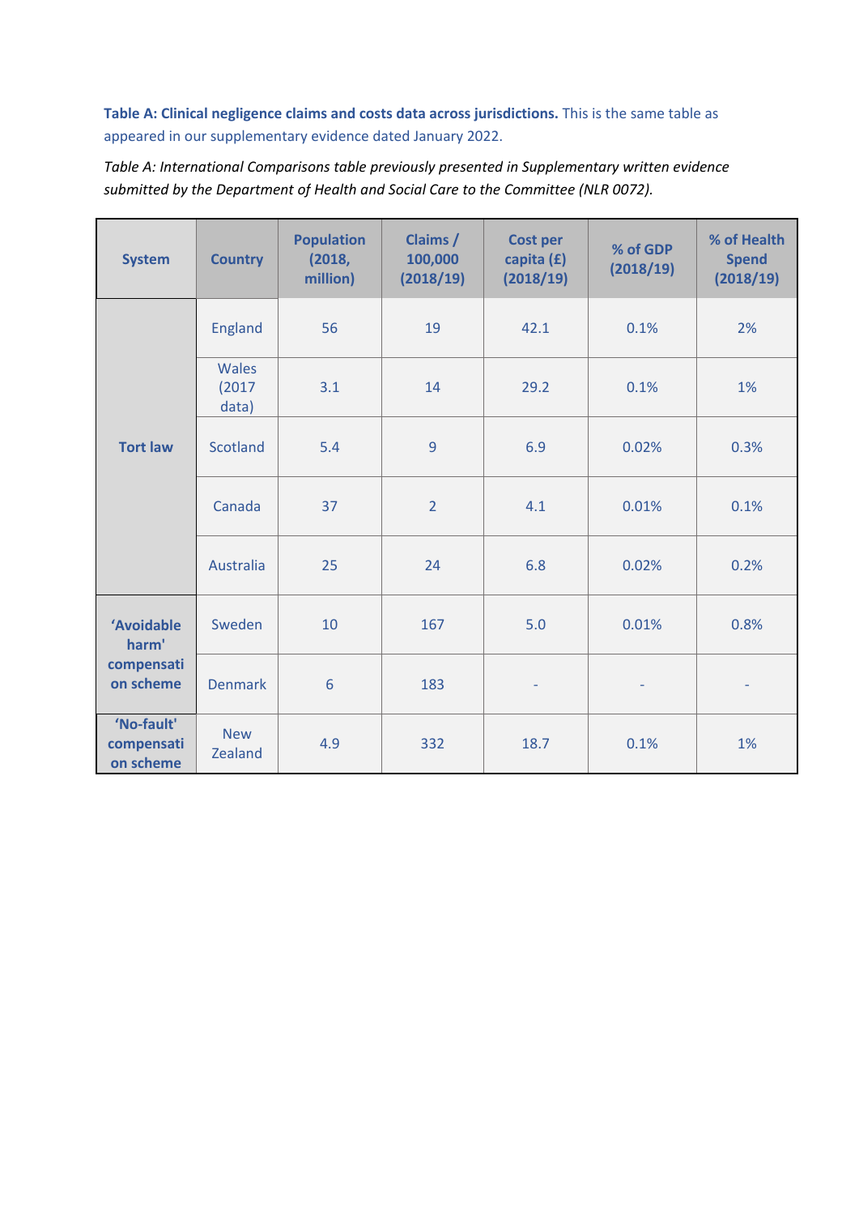**Table A: Clinical negligence claims and costs data across jurisdictions.** This is the same table as appeared in our supplementary evidence dated January 2022.

*Table A: International Comparisons table previously presented in Supplementary written evidence submitted by the Department of Health and Social Care to the Committee (NLR 0072).*

| System | Country | Population (2018, million) | Claims / 100,000 (2018/19) | Cost per capita (£) (2018/19) | % of GDP (2018/19) | % of Health Spend (2018/19) |
|---|---|---|---|---|---|---|
| Tort law | England | 56 | 19 | 42.1 | 0.1% | 2% |
| | Wales (2017 data) | 3.1 | 14 | 29.2 | 0.1% | 1% |
| | Scotland | 5.4 | 9 | 6.9 | 0.02% | 0.3% |
| | Canada | 37 | 2 | 4.1 | 0.01% | 0.1% |
| | Australia | 25 | 24 | 6.8 | 0.02% | 0.2% |
| 'Avoidable harm' compensation scheme | Sweden | 10 | 167 | 5.0 | 0.01% | 0.8% |
| | Denmark | 6 | 183 | - | - | - |
| 'No-fault' compensation scheme | New Zealand | 4.9 | 332 | 18.7 | 0.1% | 1% |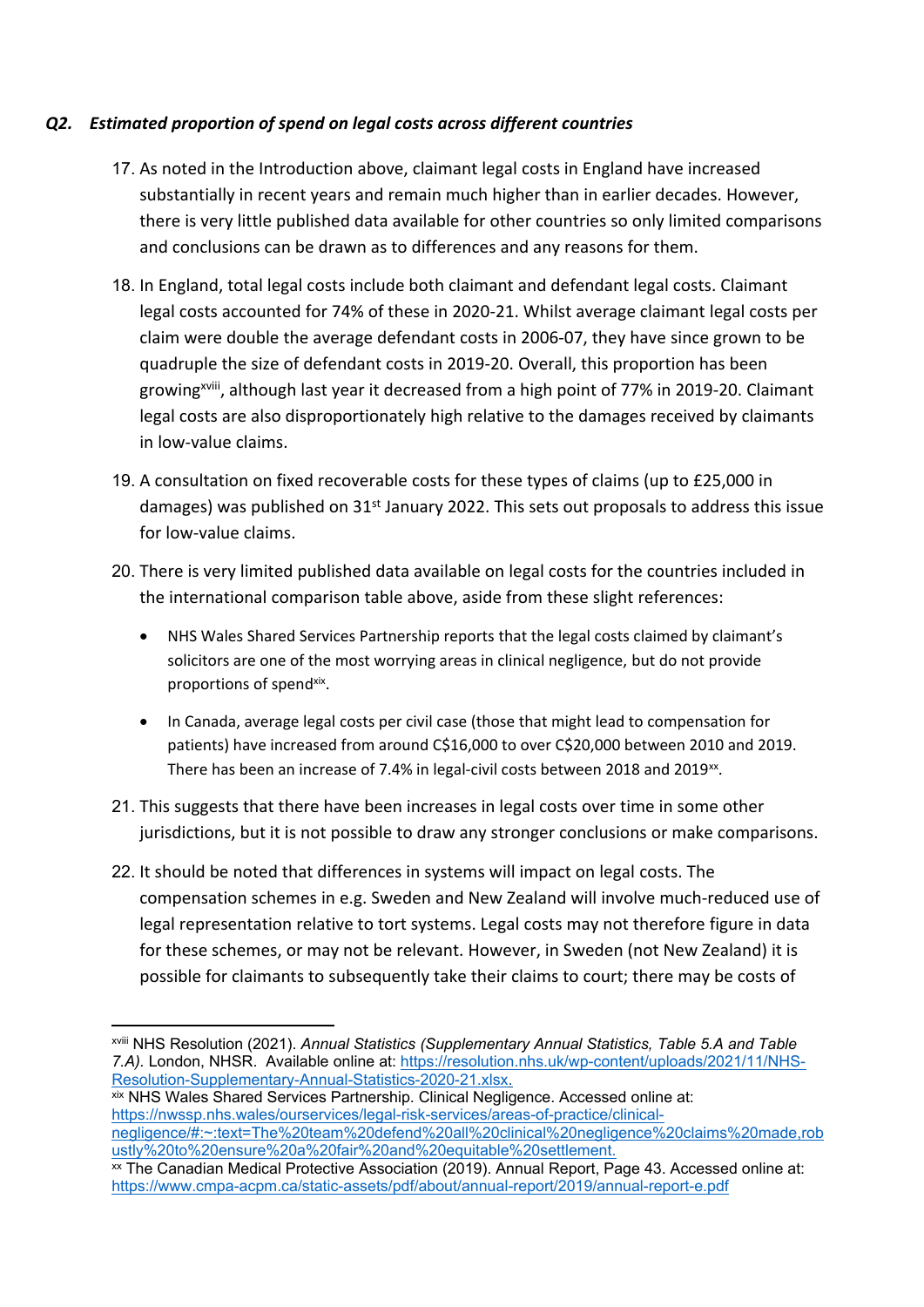### *Q2. Estimated proportion of spend on legal costs across different countries*

17. As noted in the Introduction above, claimant legal costs in England have increased substantially in recent years and remain much higher than in earlier decades. However, there is very little published data available for other countries so only limited comparisons and conclusions can be drawn as to differences and any reasons for them.

18. In England, total legal costs include both claimant and defendant legal costs. Claimant legal costs accounted for 74% of these in 2020-21. Whilst average claimant legal costs per claim were double the average defendant costs in 2006-07, they have since grown to be quadruple the size of defendant costs in 2019-20. Overall, this proportion has been growing[xviii], although last year it decreased from a high point of 77% in 2019-20. Claimant legal costs are also disproportionately high relative to the damages received by claimants in low-value claims.

19. A consultation on fixed recoverable costs for these types of claims (up to £25,000 in damages) was published on 31st January 2022. This sets out proposals to address this issue for low-value claims.

20. There is very limited published data available on legal costs for the countries included in the international comparison table above, aside from these slight references:

    - NHS Wales Shared Services Partnership reports that the legal costs claimed by claimant's solicitors are one of the most worrying areas in clinical negligence, but do not provide proportions of spend[xix].
    - In Canada, average legal costs per civil case (those that might lead to compensation for patients) have increased from around C$16,000 to over C$20,000 between 2010 and 2019. There has been an increase of 7.4% in legal-civil costs between 2018 and 2019[xx].

21. This suggests that there have been increases in legal costs over time in some other jurisdictions, but it is not possible to draw any stronger conclusions or make comparisons.

22. It should be noted that differences in systems will impact on legal costs. The compensation schemes in e.g. Sweden and New Zealand will involve much-reduced use of legal representation relative to tort systems. Legal costs may not therefore figure in data for these schemes, or may not be relevant. However, in Sweden (not New Zealand) it is possible for claimants to subsequently take their claims to court; there may be costs of

---

[xviii] NHS Resolution (2021). *Annual Statistics (Supplementary Annual Statistics, Table 5.A and Table 7.A)*. London, NHSR. Available online at: https://resolution.nhs.uk/wp-content/uploads/2021/11/NHS-Resolution-Supplementary-Annual-Statistics-2020-21.xlsx.

[xix] NHS Wales Shared Services Partnership. Clinical Negligence. Accessed online at: https://nwssp.nhs.wales/ourservices/legal-risk-services/areas-of-practice/clinical-negligence/#:~:text=The%20team%20defend%20all%20clinical%20negligence%20claims%20made,robustly%20to%20ensure%20a%20fair%20and%20equitable%20settlement.

[xx] The Canadian Medical Protective Association (2019). Annual Report, Page 43. Accessed online at: https://www.cmpa-acpm.ca/static-assets/pdf/about/annual-report/2019/annual-report-e.pdf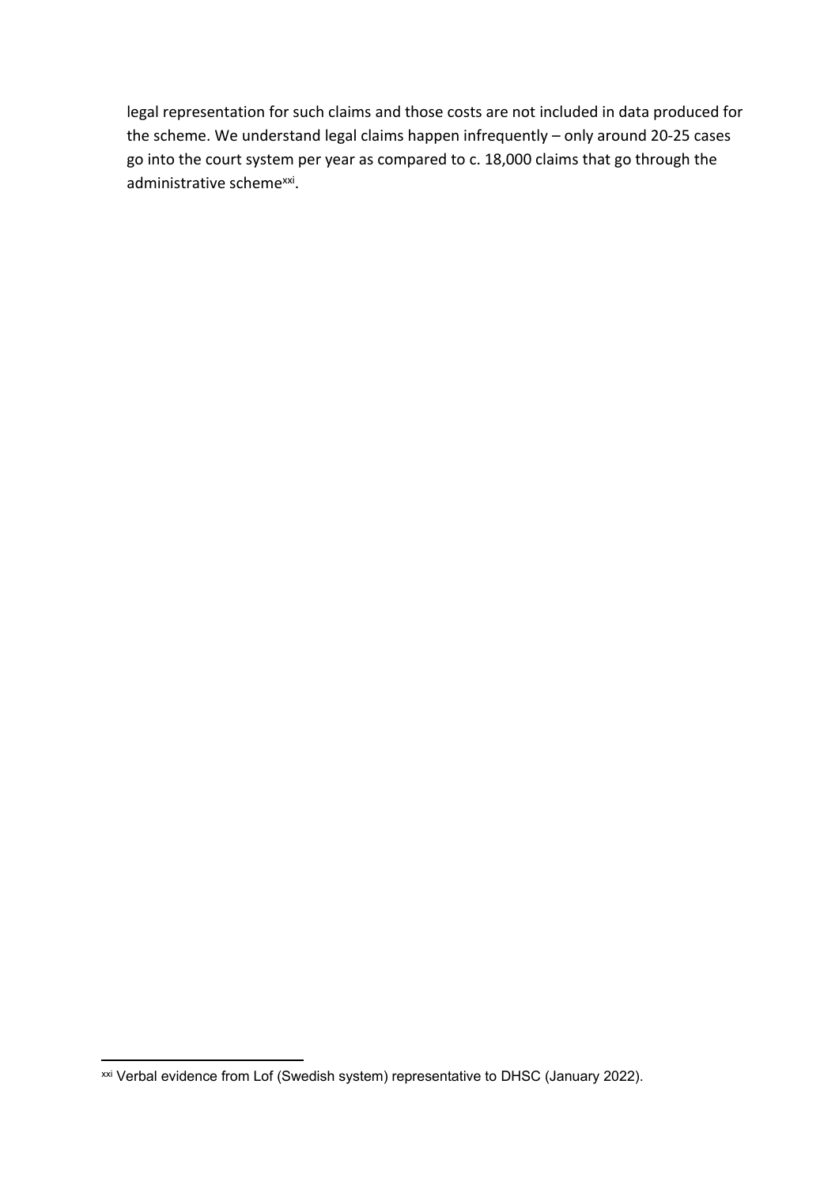legal representation for such claims and those costs are not included in data produced for the scheme. We understand legal claims happen infrequently – only around 20-25 cases go into the court system per year as compared to c. 18,000 claims that go through the administrative scheme[xxi].

---

[xxi] Verbal evidence from Lof (Swedish system) representative to DHSC (January 2022).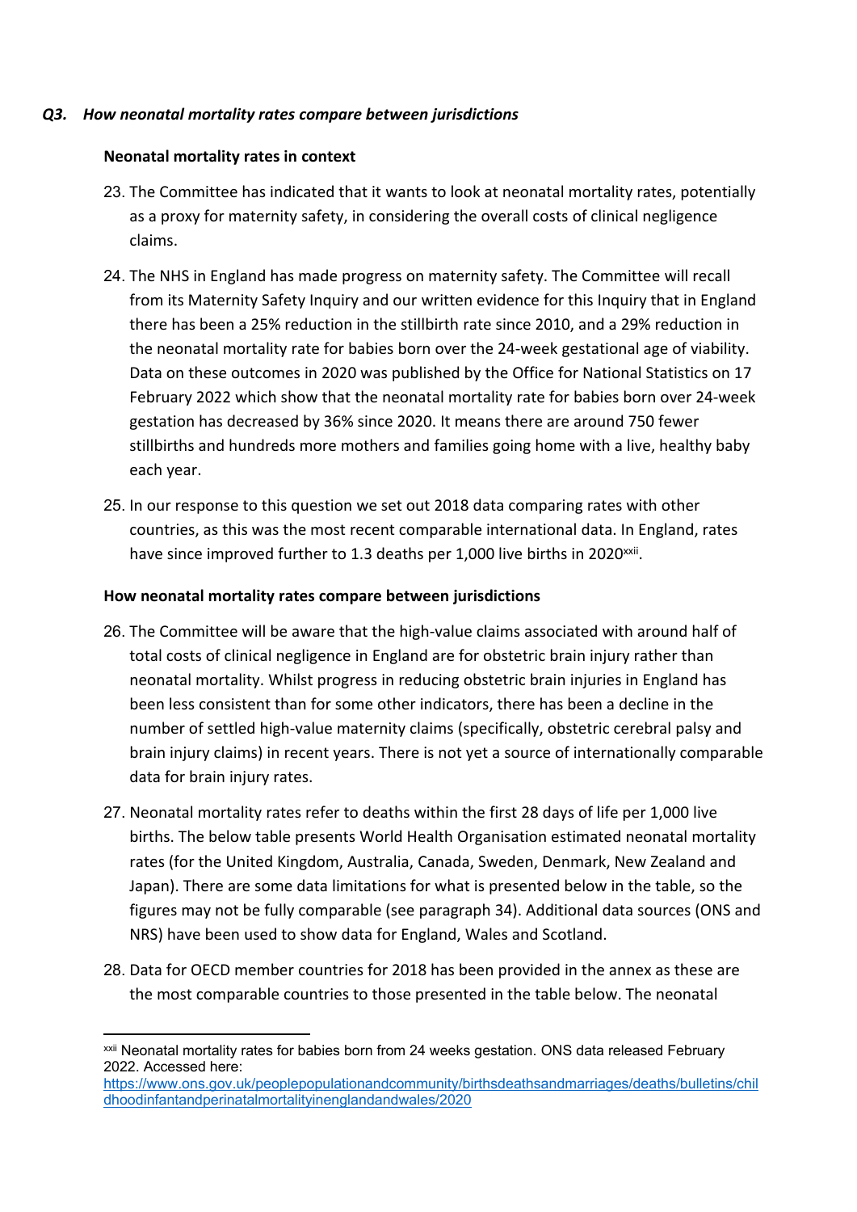*Q3. How neonatal mortality rates compare between jurisdictions*

**Neonatal mortality rates in context**

23. The Committee has indicated that it wants to look at neonatal mortality rates, potentially as a proxy for maternity safety, in considering the overall costs of clinical negligence claims.

24. The NHS in England has made progress on maternity safety. The Committee will recall from its Maternity Safety Inquiry and our written evidence for this Inquiry that in England there has been a 25% reduction in the stillbirth rate since 2010, and a 29% reduction in the neonatal mortality rate for babies born over the 24-week gestational age of viability. Data on these outcomes in 2020 was published by the Office for National Statistics on 17 February 2022 which show that the neonatal mortality rate for babies born over 24-week gestation has decreased by 36% since 2020. It means there are around 750 fewer stillbirths and hundreds more mothers and families going home with a live, healthy baby each year.

25. In our response to this question we set out 2018 data comparing rates with other countries, as this was the most recent comparable international data. In England, rates have since improved further to 1.3 deaths per 1,000 live births in 2020[xxii].

**How neonatal mortality rates compare between jurisdictions**

26. The Committee will be aware that the high-value claims associated with around half of total costs of clinical negligence in England are for obstetric brain injury rather than neonatal mortality. Whilst progress in reducing obstetric brain injuries in England has been less consistent than for some other indicators, there has been a decline in the number of settled high-value maternity claims (specifically, obstetric cerebral palsy and brain injury claims) in recent years. There is not yet a source of internationally comparable data for brain injury rates.

27. Neonatal mortality rates refer to deaths within the first 28 days of life per 1,000 live births. The below table presents World Health Organisation estimated neonatal mortality rates (for the United Kingdom, Australia, Canada, Sweden, Denmark, New Zealand and Japan). There are some data limitations for what is presented below in the table, so the figures may not be fully comparable (see paragraph 34). Additional data sources (ONS and NRS) have been used to show data for England, Wales and Scotland.

28. Data for OECD member countries for 2018 has been provided in the annex as these are the most comparable countries to those presented in the table below. The neonatal

---

[xxii] Neonatal mortality rates for babies born from 24 weeks gestation. ONS data released February 2022. Accessed here: https://www.ons.gov.uk/peoplepopulationandcommunity/birthsdeathsandmarriages/deaths/bulletins/childhoodinfantandperinatalmortalityinenglandandwales/2020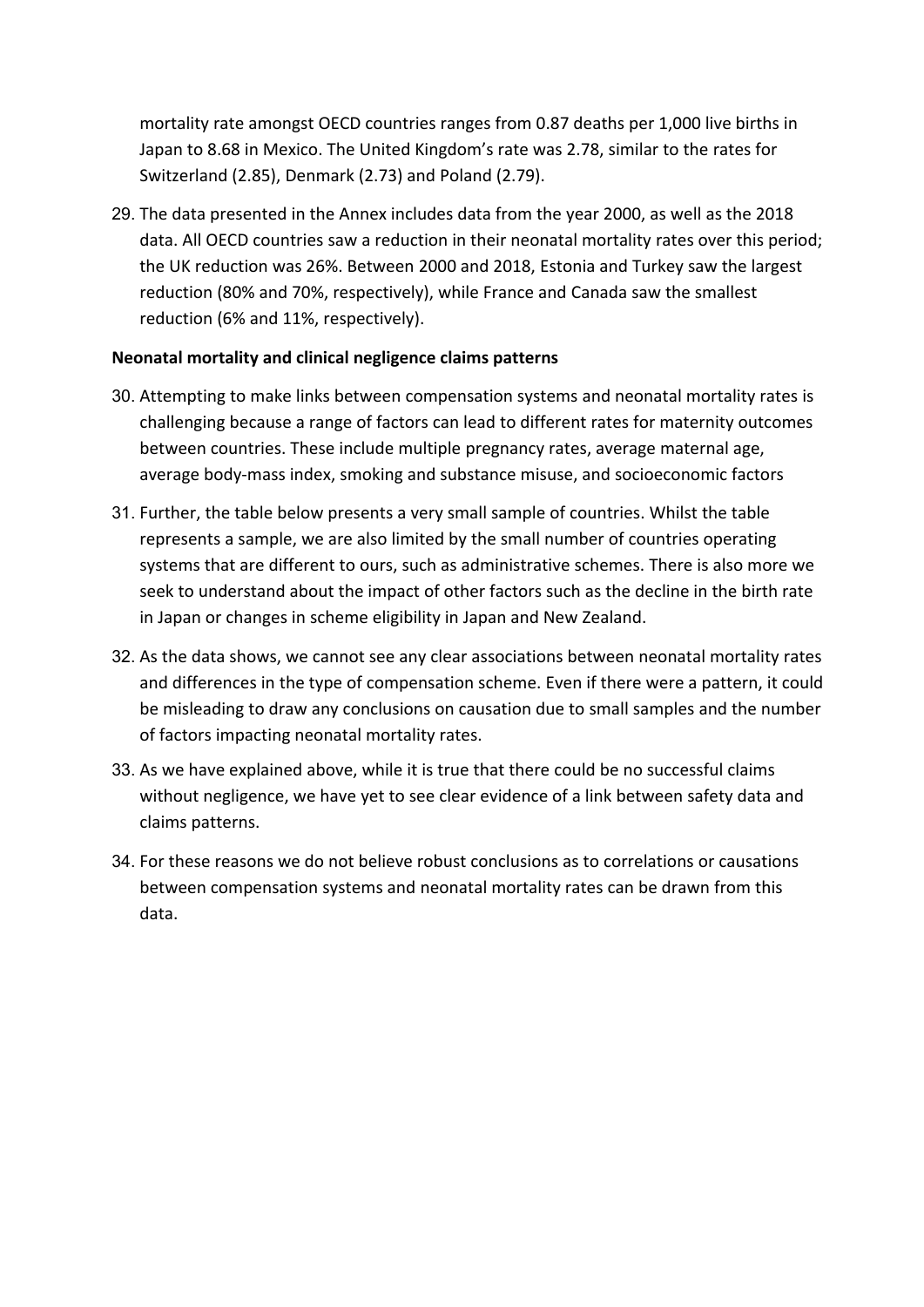mortality rate amongst OECD countries ranges from 0.87 deaths per 1,000 live births in Japan to 8.68 in Mexico. The United Kingdom's rate was 2.78, similar to the rates for Switzerland (2.85), Denmark (2.73) and Poland (2.79).

29. The data presented in the Annex includes data from the year 2000, as well as the 2018 data. All OECD countries saw a reduction in their neonatal mortality rates over this period; the UK reduction was 26%. Between 2000 and 2018, Estonia and Turkey saw the largest reduction (80% and 70%, respectively), while France and Canada saw the smallest reduction (6% and 11%, respectively).

**Neonatal mortality and clinical negligence claims patterns**

30. Attempting to make links between compensation systems and neonatal mortality rates is challenging because a range of factors can lead to different rates for maternity outcomes between countries. These include multiple pregnancy rates, average maternal age, average body-mass index, smoking and substance misuse, and socioeconomic factors

31. Further, the table below presents a very small sample of countries. Whilst the table represents a sample, we are also limited by the small number of countries operating systems that are different to ours, such as administrative schemes. There is also more we seek to understand about the impact of other factors such as the decline in the birth rate in Japan or changes in scheme eligibility in Japan and New Zealand.

32. As the data shows, we cannot see any clear associations between neonatal mortality rates and differences in the type of compensation scheme. Even if there were a pattern, it could be misleading to draw any conclusions on causation due to small samples and the number of factors impacting neonatal mortality rates.

33. As we have explained above, while it is true that there could be no successful claims without negligence, we have yet to see clear evidence of a link between safety data and claims patterns.

34. For these reasons we do not believe robust conclusions as to correlations or causations between compensation systems and neonatal mortality rates can be drawn from this data.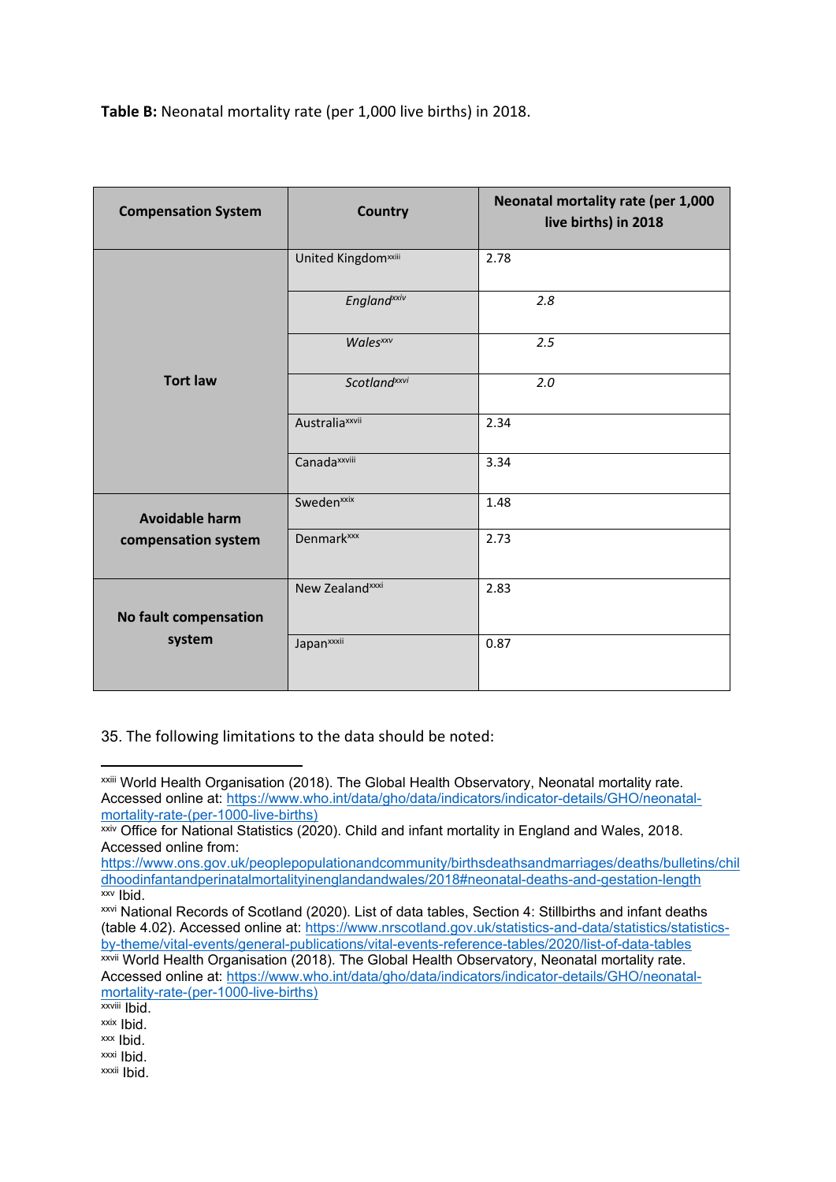**Table B:** Neonatal mortality rate (per 1,000 live births) in 2018.

| Compensation System | Country | Neonatal mortality rate (per 1,000 live births) in 2018 |
|---|---|---|
| Tort law | United Kingdom[xxiii] | 2.78 |
| | *England[xxiv]* | *2.8* |
| | *Wales[xxv]* | *2.5* |
| | *Scotland[xxvi]* | *2.0* |
| | Australia[xxvii] | 2.34 |
| | Canada[xxviii] | 3.34 |
| Avoidable harm compensation system | Sweden[xxix] | 1.48 |
| | Denmark[xxx] | 2.73 |
| No fault compensation system | New Zealand[xxxi] | 2.83 |
| | Japan[xxxii] | 0.87 |

35. The following limitations to the data should be noted:

---

[xxiii] World Health Organisation (2018). The Global Health Observatory, Neonatal mortality rate. Accessed online at: https://www.who.int/data/gho/data/indicators/indicator-details/GHO/neonatal-mortality-rate-(per-1000-live-births)

[xxiv] Office for National Statistics (2020). Child and infant mortality in England and Wales, 2018. Accessed online from: https://www.ons.gov.uk/peoplepopulationandcommunity/birthsdeathsandmarriages/deaths/bulletins/childhoodinfantandperinatalmortalityinenglandandwales/2018#neonatal-deaths-and-gestation-length

[xxv] Ibid.

[xxvi] National Records of Scotland (2020). List of data tables, Section 4: Stillbirths and infant deaths (table 4.02). Accessed online at: https://www.nrscotland.gov.uk/statistics-and-data/statistics/statistics-by-theme/vital-events/general-publications/vital-events-reference-tables/2020/list-of-data-tables

[xxvii] World Health Organisation (2018). The Global Health Observatory, Neonatal mortality rate. Accessed online at: https://www.who.int/data/gho/data/indicators/indicator-details/GHO/neonatal-mortality-rate-(per-1000-live-births)

[xxviii] Ibid.

[xxix] Ibid.

[xxx] Ibid.

[xxxi] Ibid.

[xxxii] Ibid.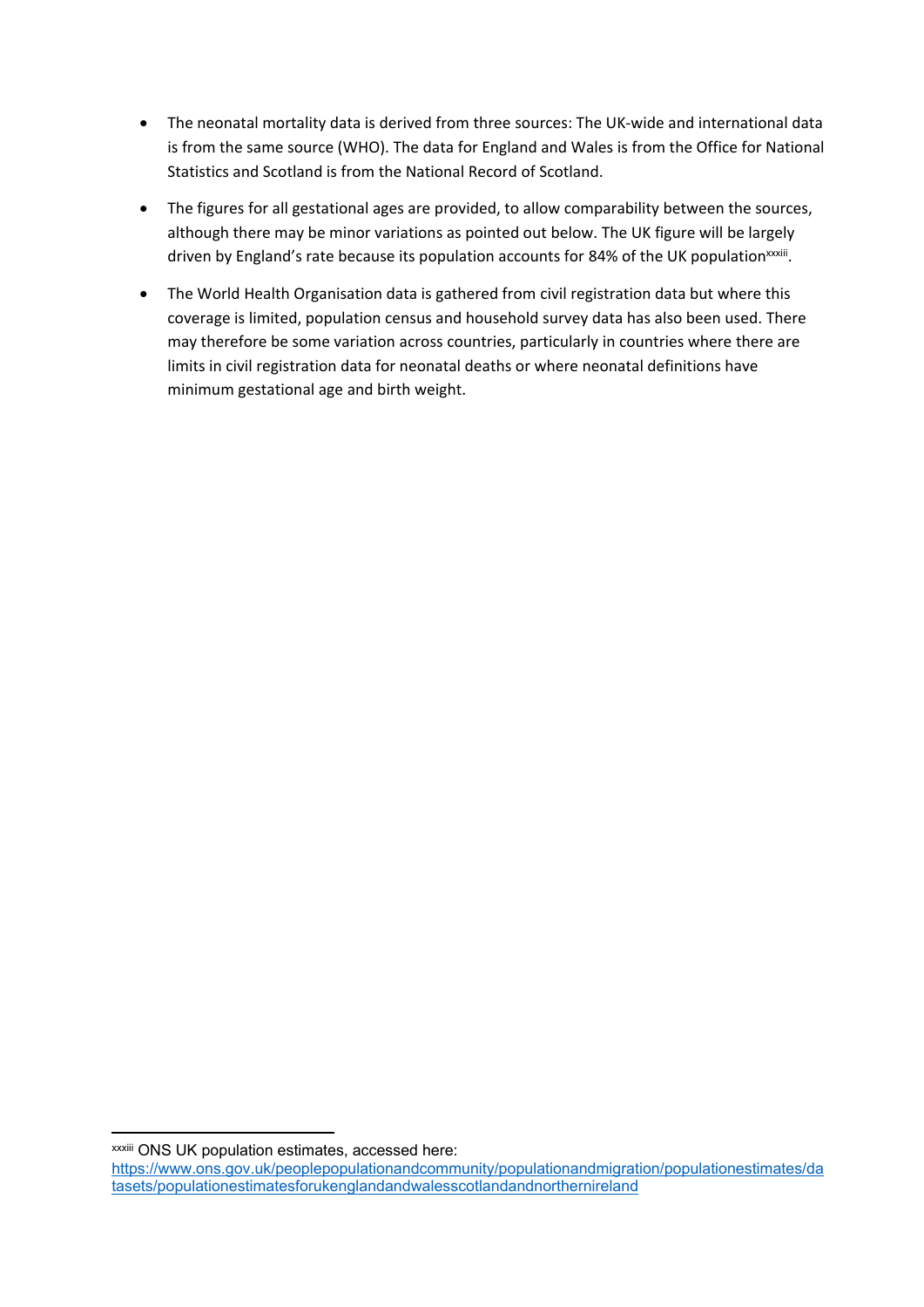- The neonatal mortality data is derived from three sources: The UK-wide and international data is from the same source (WHO). The data for England and Wales is from the Office for National Statistics and Scotland is from the National Record of Scotland.
- The figures for all gestational ages are provided, to allow comparability between the sources, although there may be minor variations as pointed out below. The UK figure will be largely driven by England's rate because its population accounts for 84% of the UK population[xxxiii].
- The World Health Organisation data is gathered from civil registration data but where this coverage is limited, population census and household survey data has also been used. There may therefore be some variation across countries, particularly in countries where there are limits in civil registration data for neonatal deaths or where neonatal definitions have minimum gestational age and birth weight.

---

[xxxiii] ONS UK population estimates, accessed here: https://www.ons.gov.uk/peoplepopulationandcommunity/populationandmigration/populationestimates/datasets/populationestimatesforukenglandandwalesscotlandandnorthernireland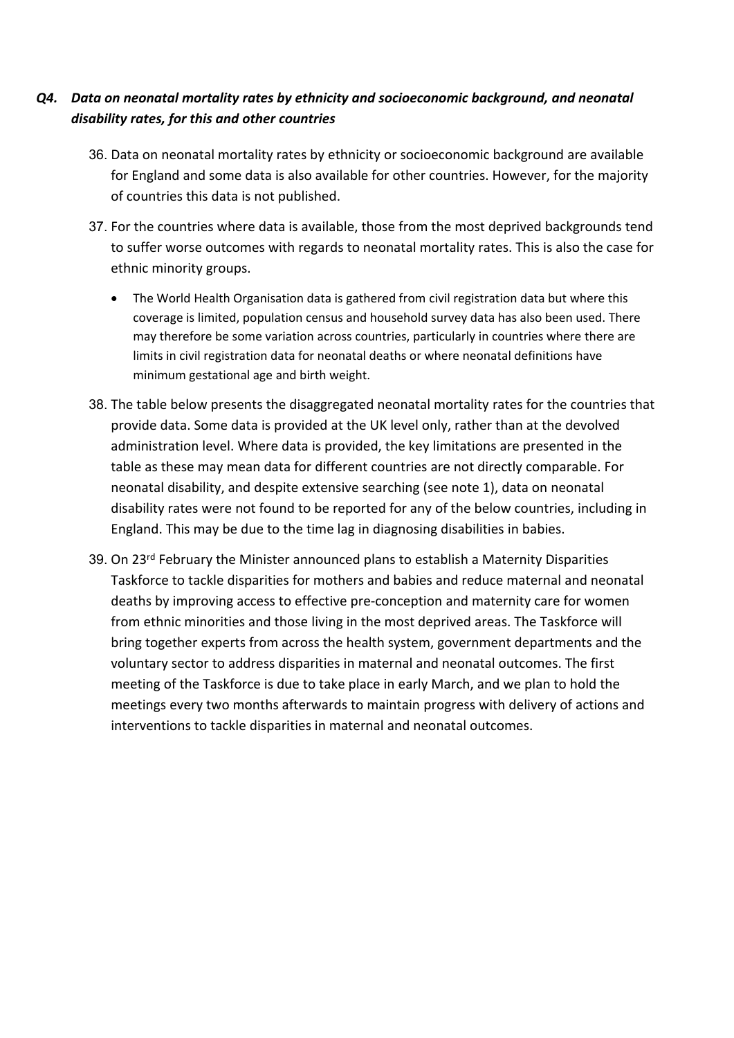### *Q4. Data on neonatal mortality rates by ethnicity and socioeconomic background, and neonatal disability rates, for this and other countries*

36. Data on neonatal mortality rates by ethnicity or socioeconomic background are available for England and some data is also available for other countries. However, for the majority of countries this data is not published.

37. For the countries where data is available, those from the most deprived backgrounds tend to suffer worse outcomes with regards to neonatal mortality rates. This is also the case for ethnic minority groups.

    - The World Health Organisation data is gathered from civil registration data but where this coverage is limited, population census and household survey data has also been used. There may therefore be some variation across countries, particularly in countries where there are limits in civil registration data for neonatal deaths or where neonatal definitions have minimum gestational age and birth weight.

38. The table below presents the disaggregated neonatal mortality rates for the countries that provide data. Some data is provided at the UK level only, rather than at the devolved administration level. Where data is provided, the key limitations are presented in the table as these may mean data for different countries are not directly comparable. For neonatal disability, and despite extensive searching (see note 1), data on neonatal disability rates were not found to be reported for any of the below countries, including in England. This may be due to the time lag in diagnosing disabilities in babies.

39. On 23rd February the Minister announced plans to establish a Maternity Disparities Taskforce to tackle disparities for mothers and babies and reduce maternal and neonatal deaths by improving access to effective pre-conception and maternity care for women from ethnic minorities and those living in the most deprived areas. The Taskforce will bring together experts from across the health system, government departments and the voluntary sector to address disparities in maternal and neonatal outcomes. The first meeting of the Taskforce is due to take place in early March, and we plan to hold the meetings every two months afterwards to maintain progress with delivery of actions and interventions to tackle disparities in maternal and neonatal outcomes.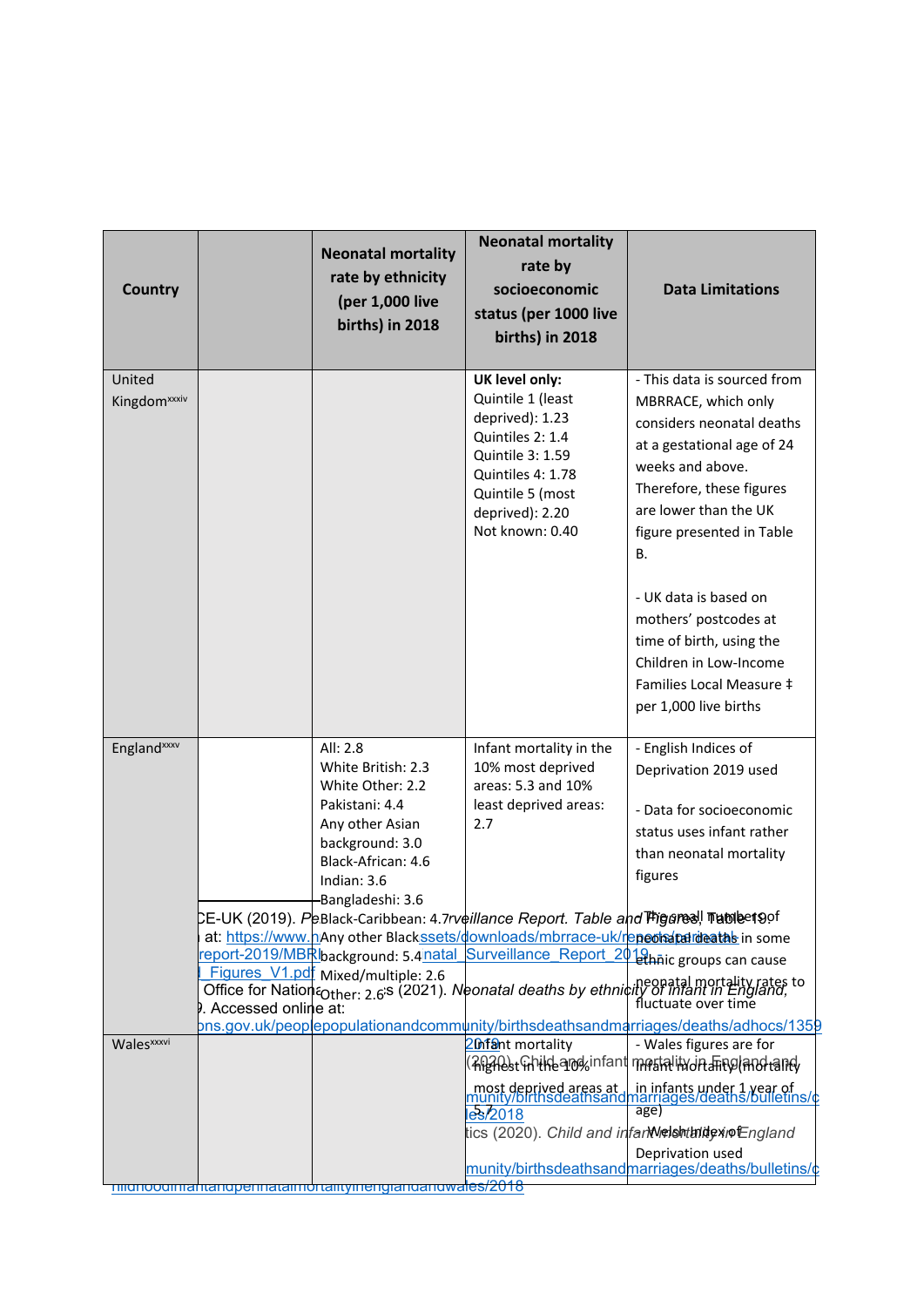| Country | | Neonatal mortality rate by ethnicity (per 1,000 live births) in 2018 | Neonatal mortality rate by socioeconomic status (per 1000 live births) in 2018 | Data Limitations |
|---|---|---|---|---|
| United Kingdom[xxxiv] | | | **UK level only:**<br>Quintile 1 (least deprived): 1.23<br>Quintiles 2: 1.4<br>Quintile 3: 1.59<br>Quintiles 4: 1.78<br>Quintile 5 (most deprived): 2.20<br>Not known: 0.40 | - This data is sourced from MBRRACE, which only considers neonatal deaths at a gestational age of 24 weeks and above. Therefore, these figures are lower than the UK figure presented in Table B.<br><br>- UK data is based on mothers' postcodes at time of birth, using the Children in Low-Income Families Local Measure ‡ per 1,000 live births |
| England[xxxv] | | All: 2.8<br>White British: 2.3<br>White Other: 2.2<br>Pakistani: 4.4<br>Any other Asian background: 3.0<br>Black-African: 4.6<br>Indian: 3.6<br>Bangladeshi: 3.6<br>Black-Caribbean: 4.7<br>Any other Black background: 5.4<br>Mixed/multiple: 2.6<br>Other: 2.6 | Infant mortality in the 10% most deprived areas: 5.3 and 10% least deprived areas: 2.7 | - English Indices of Deprivation 2019 used<br><br>- Data for socioeconomic status uses infant rather than neonatal mortality figures<br><br>- The small number of neonatal deaths in some ethnic groups can cause neonatal mortality rates to fluctuate over time |
| Wales[xxxvi] | | | Infant mortality (2020) highest in the 10% most deprived areas at 5.7 | - Wales figures are for infant mortality (mortality in infants under 1 year of age)<br><br>- Welsh Index of Deprivation used |

CE-UK (2019). *Perinatal Surveillance Report. Table and Figures, Table 19.* Accessed online at: https://www.npeu.ox.ac.uk/assets/downloads/mbrrace-uk/reports/perinatal-surveillance-report-2019/MBRRACE-UK_Perinatal_Surveillance_Report_2019_-_Tables_and_Figures_V1.pdf

Office for National Statistics (2021). *Neonatal deaths by ethnicity of infant in England, 2019.* Accessed online at: https://www.ons.gov.uk/peoplepopulationandcommunity/birthsdeathsandmarriages/deaths/adhocs/1359

Office for National Statistics (2020). *Child and infant mortality in England and Wales: 2018.* https://www.ons.gov.uk/peoplepopulationandcommunity/birthsdeathsandmarriages/deaths/bulletins/childhoodinfantandperinatalmortalityinenglandandwales/2018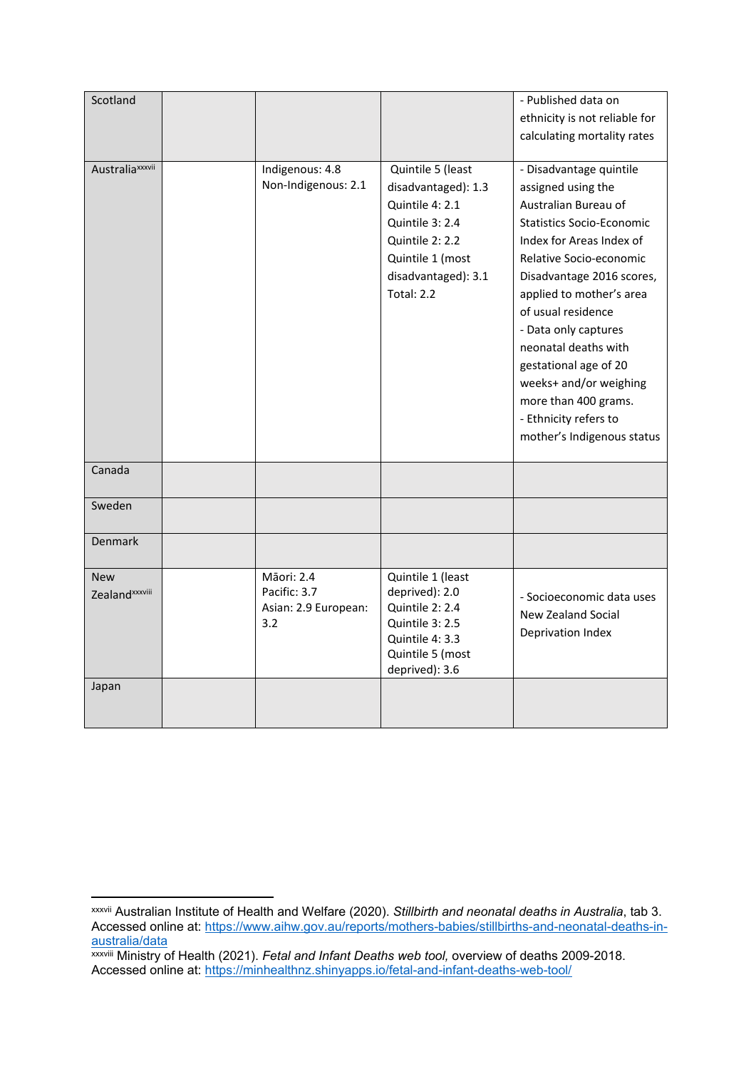| Scotland | | | | - Published data on ethnicity is not reliable for calculating mortality rates |
|---|---|---|---|---|
| Australia[xxxvii] | | Indigenous: 4.8<br>Non-Indigenous: 2.1 | Quintile 5 (least disadvantaged): 1.3<br>Quintile 4: 2.1<br>Quintile 3: 2.4<br>Quintile 2: 2.2<br>Quintile 1 (most disadvantaged): 3.1<br>Total: 2.2 | - Disadvantage quintile assigned using the Australian Bureau of Statistics Socio-Economic Index for Areas Index of Relative Socio-economic Disadvantage 2016 scores, applied to mother's area of usual residence<br>- Data only captures neonatal deaths with gestational age of 20 weeks+ and/or weighing more than 400 grams.<br>- Ethnicity refers to mother's Indigenous status |
| Canada | | | | |
| Sweden | | | | |
| Denmark | | | | |
| New Zealand[xxxviii] | | Māori: 2.4<br>Pacific: 3.7<br>Asian: 2.9 European: 3.2 | Quintile 1 (least deprived): 2.0<br>Quintile 2: 2.4<br>Quintile 3: 2.5<br>Quintile 4: 3.3<br>Quintile 5 (most deprived): 3.6 | - Socioeconomic data uses New Zealand Social Deprivation Index |
| Japan | | | | |

[xxxvii] Australian Institute of Health and Welfare (2020). *Stillbirth and neonatal deaths in Australia*, tab 3. Accessed online at: https://www.aihw.gov.au/reports/mothers-babies/stillbirths-and-neonatal-deaths-in-australia/data

[xxxviii] Ministry of Health (2021). *Fetal and Infant Deaths web tool,* overview of deaths 2009-2018. Accessed online at: https://minhealthnz.shinyapps.io/fetal-and-infant-deaths-web-tool/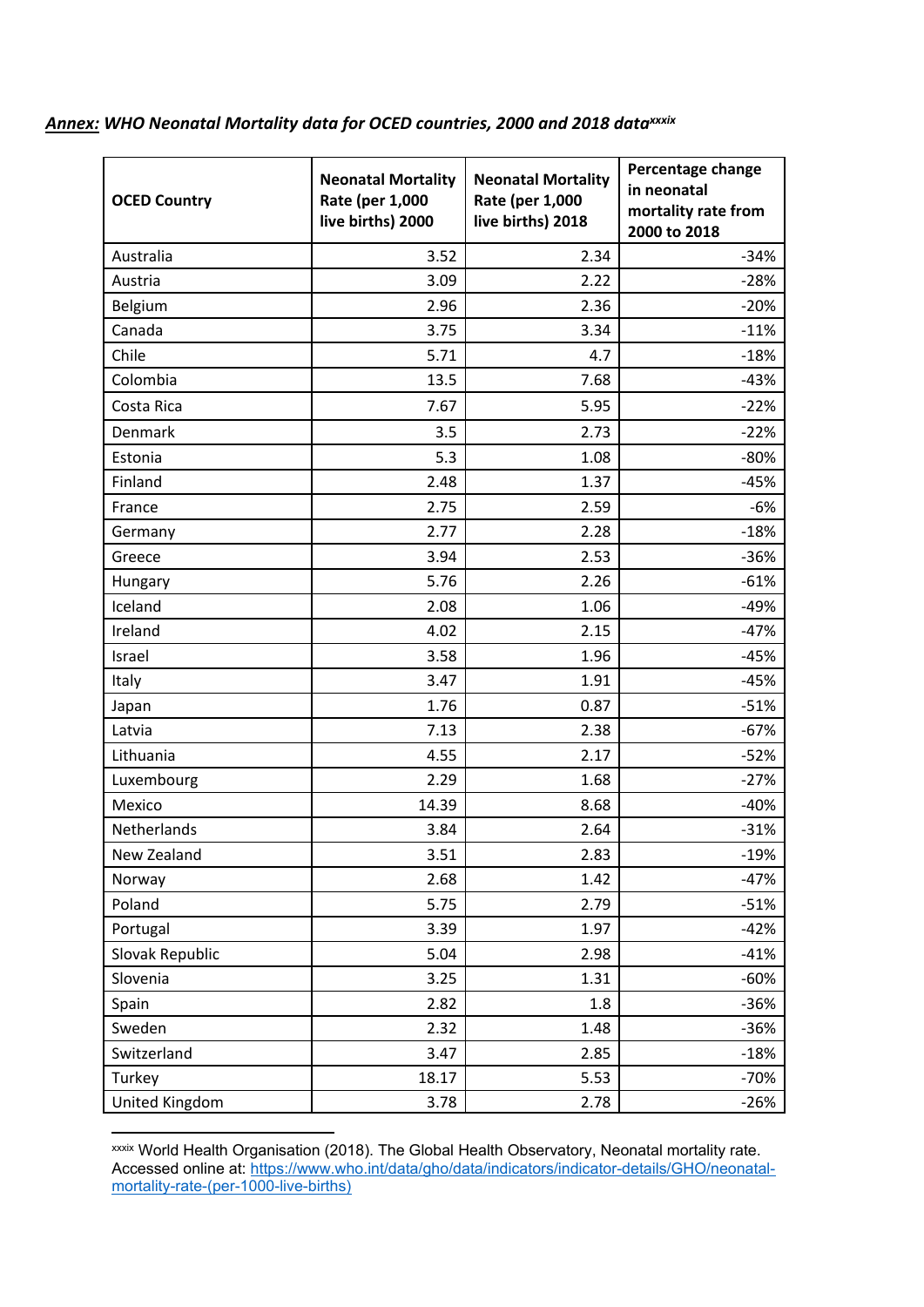***Annex:** WHO Neonatal Mortality data for OCED countries, 2000 and 2018 data*[xxxix]

| OCED Country | Neonatal Mortality Rate (per 1,000 live births) 2000 | Neonatal Mortality Rate (per 1,000 live births) 2018 | Percentage change in neonatal mortality rate from 2000 to 2018 |
|---|---|---|---|
| Australia | 3.52 | 2.34 | -34% |
| Austria | 3.09 | 2.22 | -28% |
| Belgium | 2.96 | 2.36 | -20% |
| Canada | 3.75 | 3.34 | -11% |
| Chile | 5.71 | 4.7 | -18% |
| Colombia | 13.5 | 7.68 | -43% |
| Costa Rica | 7.67 | 5.95 | -22% |
| Denmark | 3.5 | 2.73 | -22% |
| Estonia | 5.3 | 1.08 | -80% |
| Finland | 2.48 | 1.37 | -45% |
| France | 2.75 | 2.59 | -6% |
| Germany | 2.77 | 2.28 | -18% |
| Greece | 3.94 | 2.53 | -36% |
| Hungary | 5.76 | 2.26 | -61% |
| Iceland | 2.08 | 1.06 | -49% |
| Ireland | 4.02 | 2.15 | -47% |
| Israel | 3.58 | 1.96 | -45% |
| Italy | 3.47 | 1.91 | -45% |
| Japan | 1.76 | 0.87 | -51% |
| Latvia | 7.13 | 2.38 | -67% |
| Lithuania | 4.55 | 2.17 | -52% |
| Luxembourg | 2.29 | 1.68 | -27% |
| Mexico | 14.39 | 8.68 | -40% |
| Netherlands | 3.84 | 2.64 | -31% |
| New Zealand | 3.51 | 2.83 | -19% |
| Norway | 2.68 | 1.42 | -47% |
| Poland | 5.75 | 2.79 | -51% |
| Portugal | 3.39 | 1.97 | -42% |
| Slovak Republic | 5.04 | 2.98 | -41% |
| Slovenia | 3.25 | 1.31 | -60% |
| Spain | 2.82 | 1.8 | -36% |
| Sweden | 2.32 | 1.48 | -36% |
| Switzerland | 3.47 | 2.85 | -18% |
| Turkey | 18.17 | 5.53 | -70% |
| United Kingdom | 3.78 | 2.78 | -26% |

[xxxix] World Health Organisation (2018). The Global Health Observatory, Neonatal mortality rate. Accessed online at: https://www.who.int/data/gho/data/indicators/indicator-details/GHO/neonatal-mortality-rate-(per-1000-live-births)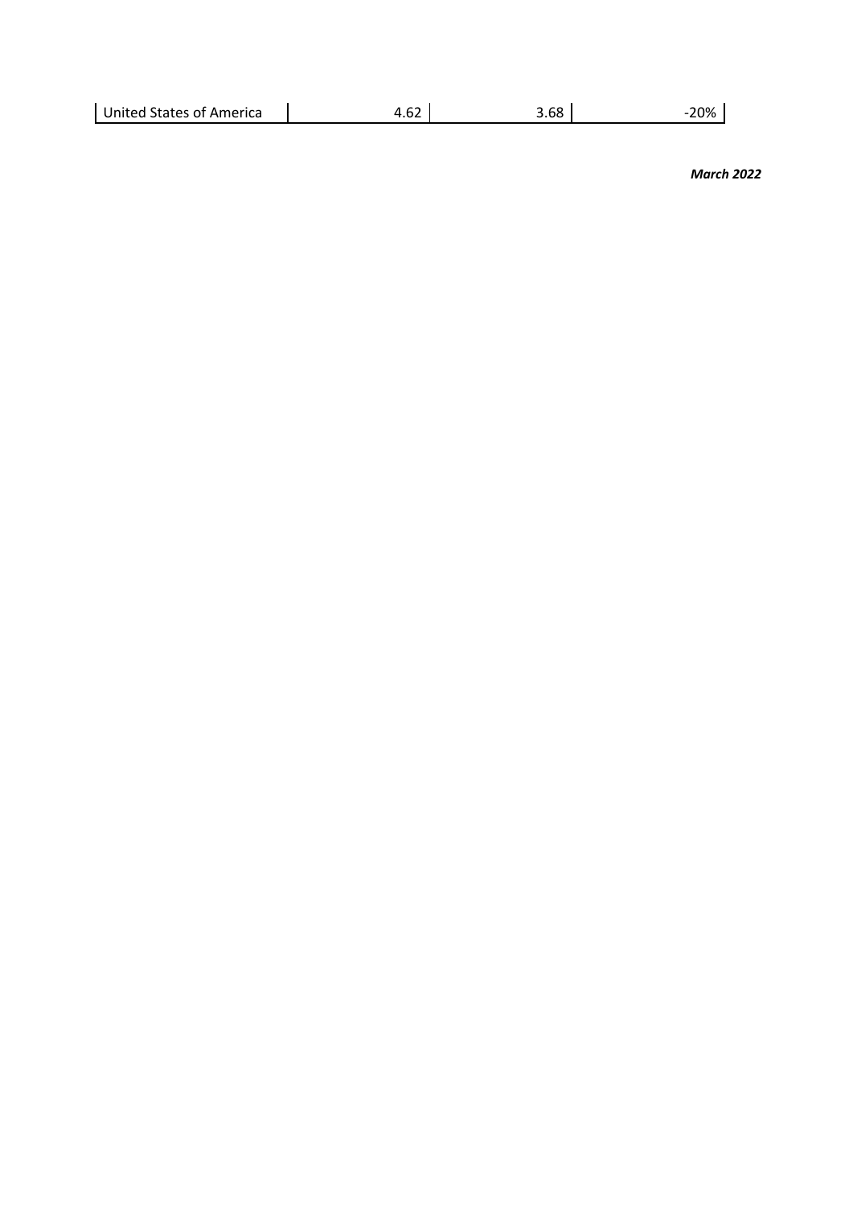| | | | |
|---|---|---|---|
| United States of America | 4.62 | 3.68 | -20% |

***March 2022***